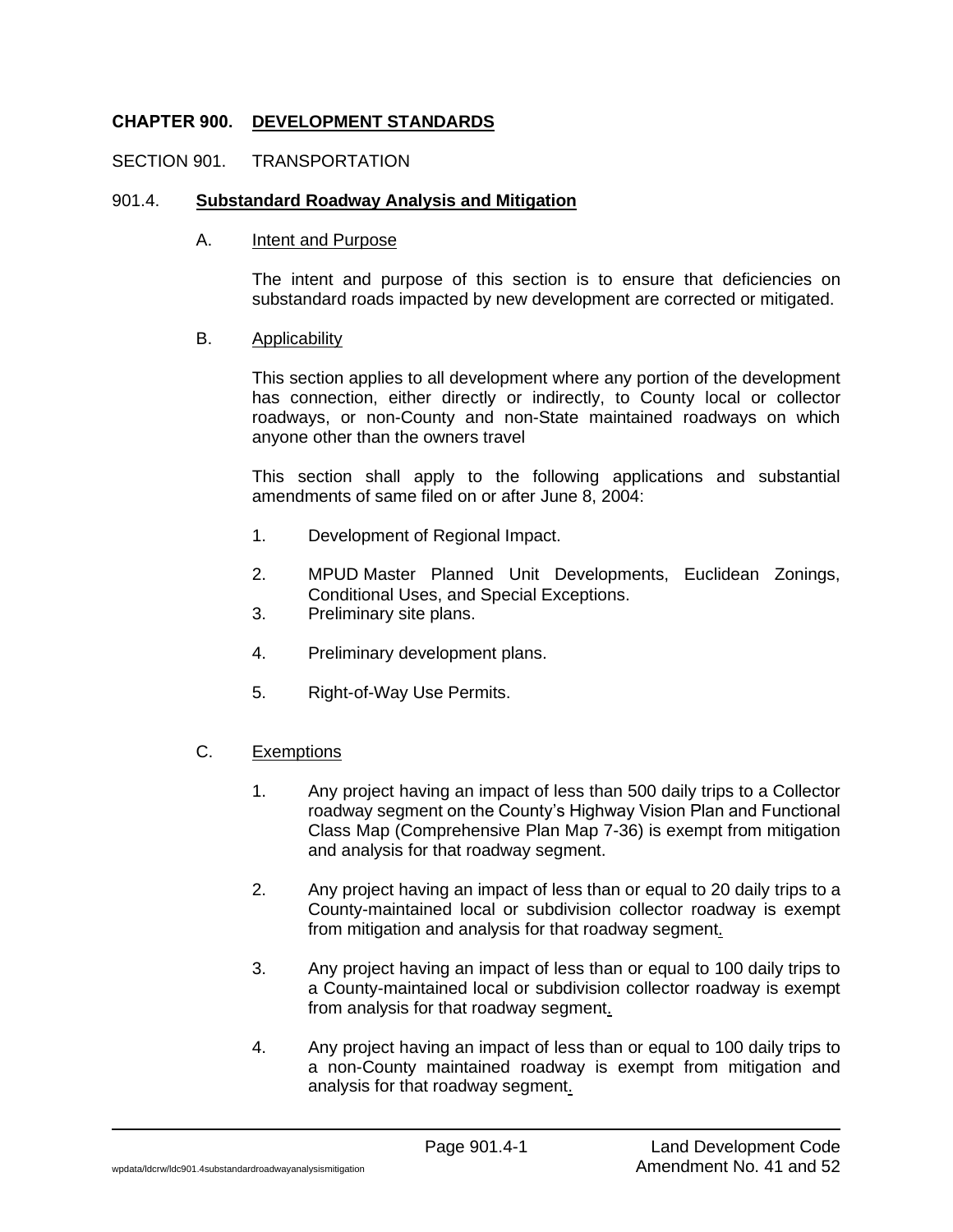# CHAPTER 900. DEVELOPMENT STANDARDS

SECTION 901. TRANSPORTATION

## 901.4. Substandard Roadway Analysis and Mitigation

### A. Intent and Purpose

The intent and purpose of this section is to ensure that deficiencies on substandard roads impacted by new development are corrected or mitigated.

### B. Applicability

This section applies to all development where any portion of the development has connection, either directly or indirectly, to County local or collector roadways, or non-County and non-State maintained roadways on which anyone other than the owners travel

This section shall apply to the following applications and substantial amendments of same filed on or after June 8, 2004:

1. Development of Regional Impact.
2. MPUD Master Planned Unit Developments, Euclidean Zonings, Conditional Uses, and Special Exceptions.
3. Preliminary site plans.
4. Preliminary development plans.
5. Right-of-Way Use Permits.

### C. Exemptions

1. Any project having an impact of less than 500 daily trips to a Collector roadway segment on the County's Highway Vision Plan and Functional Class Map (Comprehensive Plan Map 7-36) is exempt from mitigation and analysis for that roadway segment.
2. Any project having an impact of less than or equal to 20 daily trips to a County-maintained local or subdivision collector roadway is exempt from mitigation and analysis for that roadway segment.
3. Any project having an impact of less than or equal to 100 daily trips to a County-maintained local or subdivision collector roadway is exempt from analysis for that roadway segment.
4. Any project having an impact of less than or equal to 100 daily trips to a non-County maintained roadway is exempt from mitigation and analysis for that roadway segment.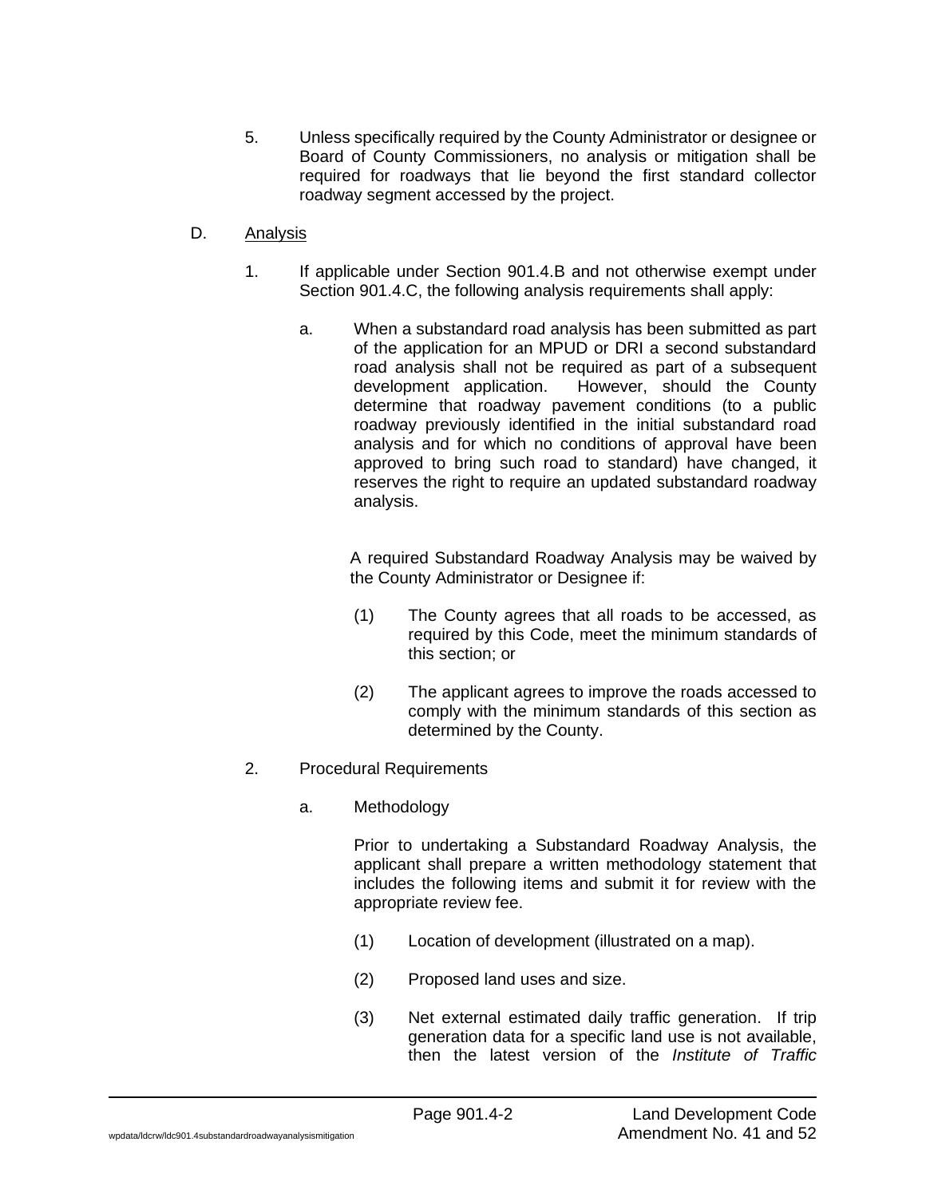5. Unless specifically required by the County Administrator or designee or Board of County Commissioners, no analysis or mitigation shall be required for roadways that lie beyond the first standard collector roadway segment accessed by the project.

D. <u>Analysis</u>

1. If applicable under Section 901.4.B and not otherwise exempt under Section 901.4.C, the following analysis requirements shall apply:

   a. When a substandard road analysis has been submitted as part of the application for an MPUD or DRI a second substandard road analysis shall not be required as part of a subsequent development application. However, should the County determine that roadway pavement conditions (to a public roadway previously identified in the initial substandard road analysis and for which no conditions of approval have been approved to bring such road to standard) have changed, it reserves the right to require an updated substandard roadway analysis.

   A required Substandard Roadway Analysis may be waived by the County Administrator or Designee if:

   (1) The County agrees that all roads to be accessed, as required by this Code, meet the minimum standards of this section; or

   (2) The applicant agrees to improve the roads accessed to comply with the minimum standards of this section as determined by the County.

2. Procedural Requirements

   a. Methodology

   Prior to undertaking a Substandard Roadway Analysis, the applicant shall prepare a written methodology statement that includes the following items and submit it for review with the appropriate review fee.

   (1) Location of development (illustrated on a map).

   (2) Proposed land uses and size.

   (3) Net external estimated daily traffic generation. If trip generation data for a specific land use is not available, then the latest version of the *Institute of Traffic*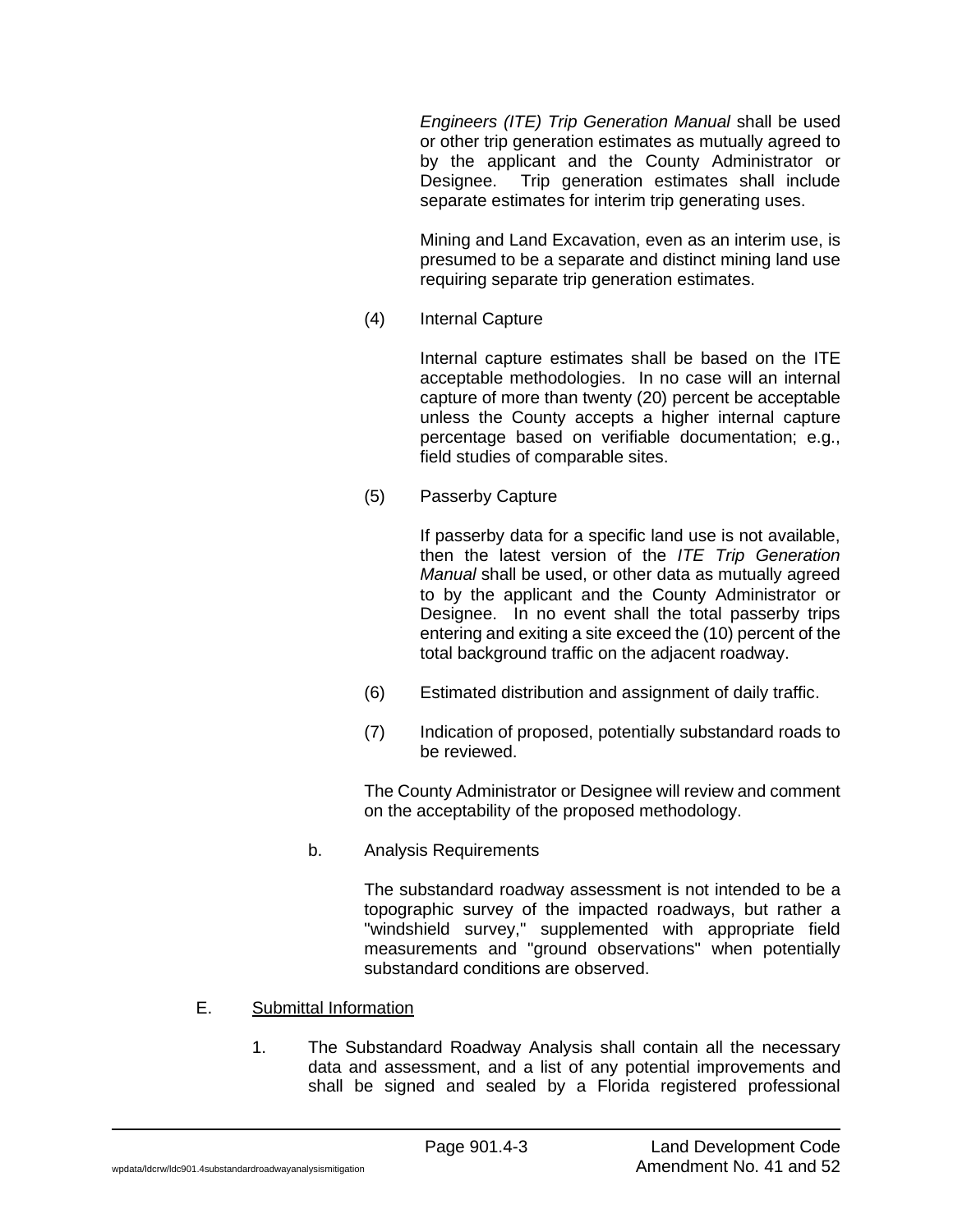*Engineers (ITE) Trip Generation Manual* shall be used or other trip generation estimates as mutually agreed to by the applicant and the County Administrator or Designee. Trip generation estimates shall include separate estimates for interim trip generating uses.

Mining and Land Excavation, even as an interim use, is presumed to be a separate and distinct mining land use requiring separate trip generation estimates.

(4) Internal Capture

Internal capture estimates shall be based on the ITE acceptable methodologies. In no case will an internal capture of more than twenty (20) percent be acceptable unless the County accepts a higher internal capture percentage based on verifiable documentation; e.g., field studies of comparable sites.

(5) Passerby Capture

If passerby data for a specific land use is not available, then the latest version of the *ITE Trip Generation Manual* shall be used, or other data as mutually agreed to by the applicant and the County Administrator or Designee. In no event shall the total passerby trips entering and exiting a site exceed the (10) percent of the total background traffic on the adjacent roadway.

(6) Estimated distribution and assignment of daily traffic.

(7) Indication of proposed, potentially substandard roads to be reviewed.

The County Administrator or Designee will review and comment on the acceptability of the proposed methodology.

b. Analysis Requirements

The substandard roadway assessment is not intended to be a topographic survey of the impacted roadways, but rather a "windshield survey," supplemented with appropriate field measurements and "ground observations" when potentially substandard conditions are observed.

E. <u>Submittal Information</u>

1. The Substandard Roadway Analysis shall contain all the necessary data and assessment, and a list of any potential improvements and shall be signed and sealed by a Florida registered professional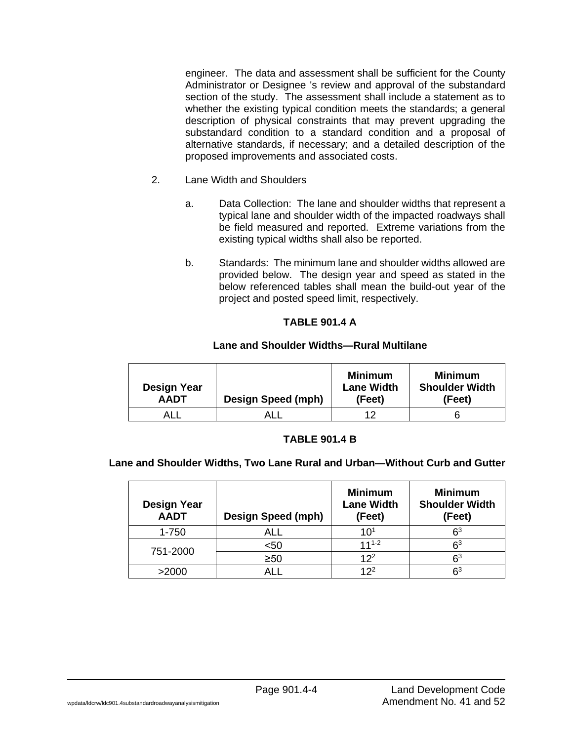engineer. The data and assessment shall be sufficient for the County Administrator or Designee 's review and approval of the substandard section of the study. The assessment shall include a statement as to whether the existing typical condition meets the standards; a general description of physical constraints that may prevent upgrading the substandard condition to a standard condition and a proposal of alternative standards, if necessary; and a detailed description of the proposed improvements and associated costs.

2. Lane Width and Shoulders

   a. Data Collection: The lane and shoulder widths that represent a typical lane and shoulder width of the impacted roadways shall be field measured and reported. Extreme variations from the existing typical widths shall also be reported.

   b. Standards: The minimum lane and shoulder widths allowed are provided below. The design year and speed as stated in the below referenced tables shall mean the build-out year of the project and posted speed limit, respectively.

**TABLE 901.4 A**

**Lane and Shoulder Widths—Rural Multilane**

| Design Year AADT | Design Speed (mph) | Minimum Lane Width (Feet) | Minimum Shoulder Width (Feet) |
|---|---|---|---|
| ALL | ALL | 12 | 6 |

**TABLE 901.4 B**

**Lane and Shoulder Widths, Two Lane Rural and Urban—Without Curb and Gutter**

| Design Year AADT | Design Speed (mph) | Minimum Lane Width (Feet) | Minimum Shoulder Width (Feet) |
|---|---|---|---|
| 1-750 | ALL | 10[1] | 6[3] |
| 751-2000 | <50 | 11[1-2] | 6[3] |
| | ≥50 | 12[2] | 6[3] |
| >2000 | ALL | 12[2] | 6[3] |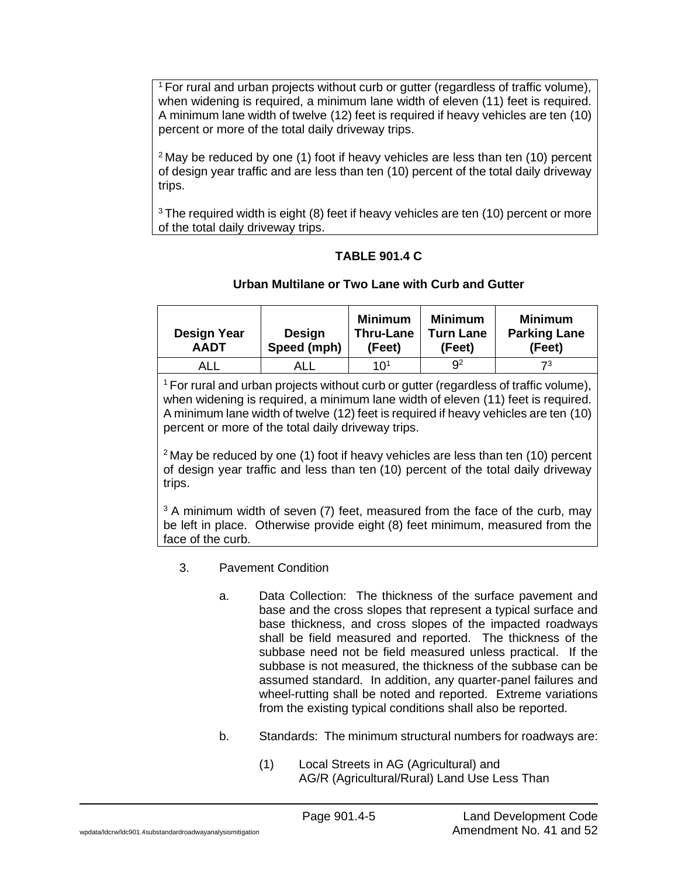[1] For rural and urban projects without curb or gutter (regardless of traffic volume), when widening is required, a minimum lane width of eleven (11) feet is required. A minimum lane width of twelve (12) feet is required if heavy vehicles are ten (10) percent or more of the total daily driveway trips.

[2] May be reduced by one (1) foot if heavy vehicles are less than ten (10) percent of design year traffic and are less than ten (10) percent of the total daily driveway trips.

[3] The required width is eight (8) feet if heavy vehicles are ten (10) percent or more of the total daily driveway trips.

**TABLE 901.4 C**

**Urban Multilane or Two Lane with Curb and Gutter**

| Design Year AADT | Design Speed (mph) | Minimum Thru-Lane (Feet) | Minimum Turn Lane (Feet) | Minimum Parking Lane (Feet) |
|---|---|---|---|---|
| ALL | ALL | 10[1] | 9[2] | 7[3] |

[1] For rural and urban projects without curb or gutter (regardless of traffic volume), when widening is required, a minimum lane width of eleven (11) feet is required. A minimum lane width of twelve (12) feet is required if heavy vehicles are ten (10) percent or more of the total daily driveway trips.

[2] May be reduced by one (1) foot if heavy vehicles are less than ten (10) percent of design year traffic and less than ten (10) percent of the total daily driveway trips.

[3] A minimum width of seven (7) feet, measured from the face of the curb, may be left in place. Otherwise provide eight (8) feet minimum, measured from the face of the curb.

3. Pavement Condition

   a. Data Collection: The thickness of the surface pavement and base and the cross slopes that represent a typical surface and base thickness, and cross slopes of the impacted roadways shall be field measured and reported. The thickness of the subbase need not be field measured unless practical. If the subbase is not measured, the thickness of the subbase can be assumed standard. In addition, any quarter-panel failures and wheel-rutting shall be noted and reported. Extreme variations from the existing typical conditions shall also be reported.

   b. Standards: The minimum structural numbers for roadways are:

      (1) Local Streets in AG (Agricultural) and AG/R (Agricultural/Rural) Land Use Less Than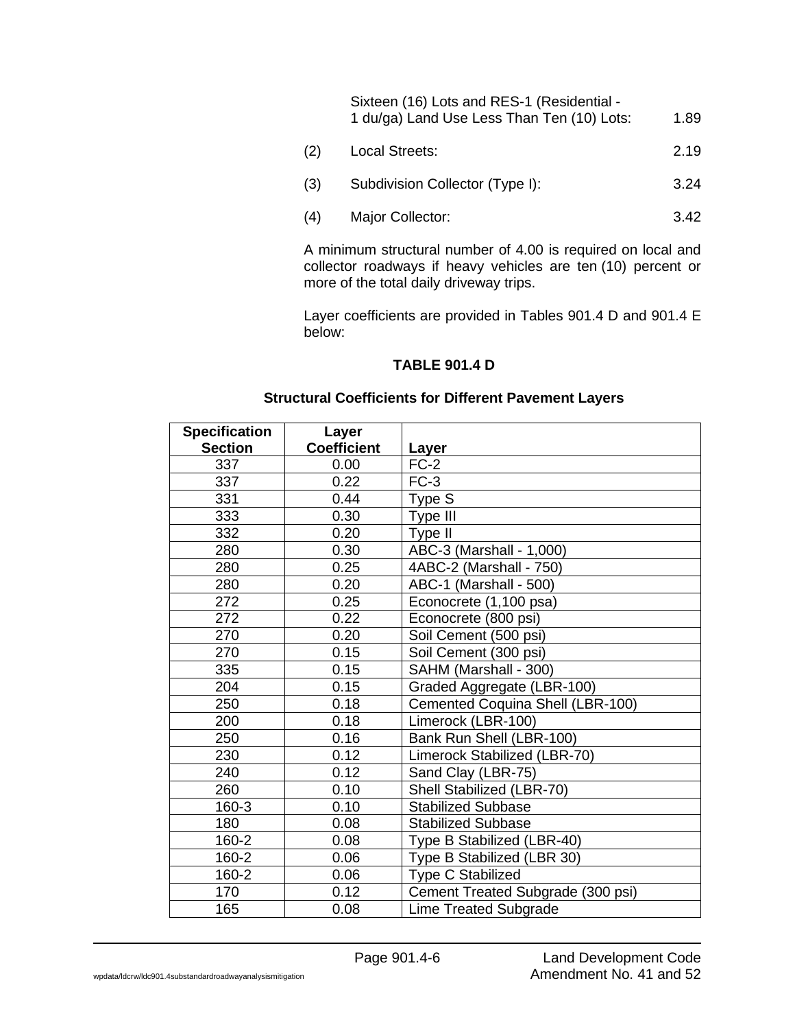Sixteen (16) Lots and RES-1 (Residential - 1 du/ga) Land Use Less Than Ten (10) Lots: 1.89

(2) Local Streets: 2.19

(3) Subdivision Collector (Type I): 3.24

(4) Major Collector: 3.42

A minimum structural number of 4.00 is required on local and collector roadways if heavy vehicles are ten (10) percent or more of the total daily driveway trips.

Layer coefficients are provided in Tables 901.4 D and 901.4 E below:

**TABLE 901.4 D**

**Structural Coefficients for Different Pavement Layers**

| Specification Section | Layer Coefficient | Layer |
|---|---|---|
| 337 | 0.00 | FC-2 |
| 337 | 0.22 | FC-3 |
| 331 | 0.44 | Type S |
| 333 | 0.30 | Type III |
| 332 | 0.20 | Type II |
| 280 | 0.30 | ABC-3 (Marshall - 1,000) |
| 280 | 0.25 | 4ABC-2 (Marshall - 750) |
| 280 | 0.20 | ABC-1 (Marshall - 500) |
| 272 | 0.25 | Econocrete (1,100 psa) |
| 272 | 0.22 | Econocrete (800 psi) |
| 270 | 0.20 | Soil Cement (500 psi) |
| 270 | 0.15 | Soil Cement (300 psi) |
| 335 | 0.15 | SAHM (Marshall - 300) |
| 204 | 0.15 | Graded Aggregate (LBR-100) |
| 250 | 0.18 | Cemented Coquina Shell (LBR-100) |
| 200 | 0.18 | Limerock (LBR-100) |
| 250 | 0.16 | Bank Run Shell (LBR-100) |
| 230 | 0.12 | Limerock Stabilized (LBR-70) |
| 240 | 0.12 | Sand Clay (LBR-75) |
| 260 | 0.10 | Shell Stabilized (LBR-70) |
| 160-3 | 0.10 | Stabilized Subbase |
| 180 | 0.08 | Stabilized Subbase |
| 160-2 | 0.08 | Type B Stabilized (LBR-40) |
| 160-2 | 0.06 | Type B Stabilized (LBR 30) |
| 160-2 | 0.06 | Type C Stabilized |
| 170 | 0.12 | Cement Treated Subgrade (300 psi) |
| 165 | 0.08 | Lime Treated Subgrade |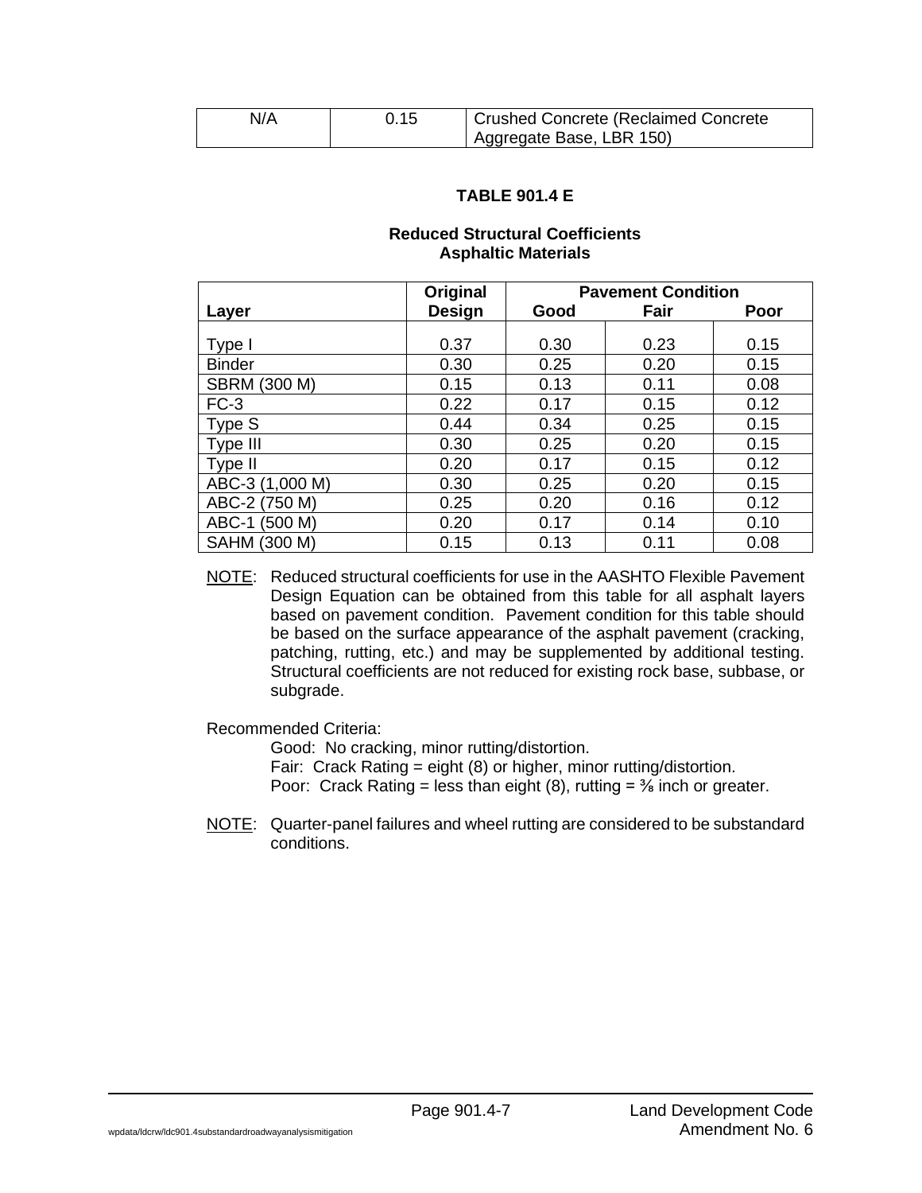| N/A | 0.15 | Crushed Concrete (Reclaimed Concrete Aggregate Base, LBR 150) |
|---|---|---|

**TABLE 901.4 E**

**Reduced Structural Coefficients**
**Asphaltic Materials**

| Layer | Original Design | Pavement Condition | | |
|---|---|---|---|---|
| | | Good | Fair | Poor |
| Type I | 0.37 | 0.30 | 0.23 | 0.15 |
| Binder | 0.30 | 0.25 | 0.20 | 0.15 |
| SBRM (300 M) | 0.15 | 0.13 | 0.11 | 0.08 |
| FC-3 | 0.22 | 0.17 | 0.15 | 0.12 |
| Type S | 0.44 | 0.34 | 0.25 | 0.15 |
| Type III | 0.30 | 0.25 | 0.20 | 0.15 |
| Type II | 0.20 | 0.17 | 0.15 | 0.12 |
| ABC-3 (1,000 M) | 0.30 | 0.25 | 0.20 | 0.15 |
| ABC-2 (750 M) | 0.25 | 0.20 | 0.16 | 0.12 |
| ABC-1 (500 M) | 0.20 | 0.17 | 0.14 | 0.10 |
| SAHM (300 M) | 0.15 | 0.13 | 0.11 | 0.08 |

NOTE: Reduced structural coefficients for use in the AASHTO Flexible Pavement Design Equation can be obtained from this table for all asphalt layers based on pavement condition. Pavement condition for this table should be based on the surface appearance of the asphalt pavement (cracking, patching, rutting, etc.) and may be supplemented by additional testing. Structural coefficients are not reduced for existing rock base, subbase, or subgrade.

Recommended Criteria:

Good: No cracking, minor rutting/distortion.
Fair: Crack Rating = eight (8) or higher, minor rutting/distortion.
Poor: Crack Rating = less than eight (8), rutting = ⅜ inch or greater.

NOTE: Quarter-panel failures and wheel rutting are considered to be substandard conditions.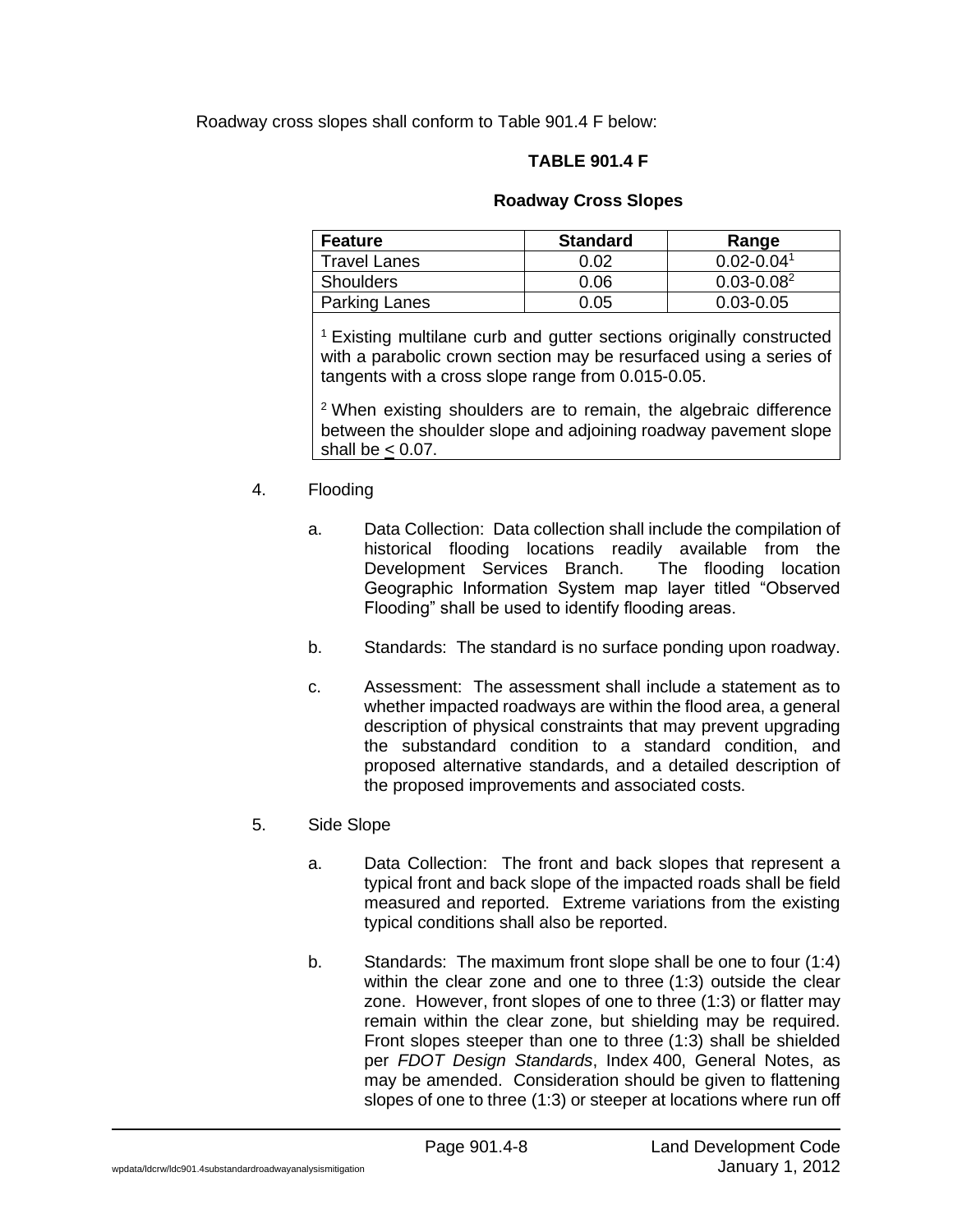Roadway cross slopes shall conform to Table 901.4 F below:

**TABLE 901.4 F**

**Roadway Cross Slopes**

| Feature | Standard | Range |
| --- | --- | --- |
| Travel Lanes | 0.02 | 0.02-0.04[1] |
| Shoulders | 0.06 | 0.03-0.08[2] |
| Parking Lanes | 0.05 | 0.03-0.05 |

[1] Existing multilane curb and gutter sections originally constructed with a parabolic crown section may be resurfaced using a series of tangents with a cross slope range from 0.015-0.05.

[2] When existing shoulders are to remain, the algebraic difference between the shoulder slope and adjoining roadway pavement slope shall be $\leq$ 0.07.

4. Flooding

   a. Data Collection: Data collection shall include the compilation of historical flooding locations readily available from the Development Services Branch. The flooding location Geographic Information System map layer titled "Observed Flooding" shall be used to identify flooding areas.

   b. Standards: The standard is no surface ponding upon roadway.

   c. Assessment: The assessment shall include a statement as to whether impacted roadways are within the flood area, a general description of physical constraints that may prevent upgrading the substandard condition to a standard condition, and proposed alternative standards, and a detailed description of the proposed improvements and associated costs.

5. Side Slope

   a. Data Collection: The front and back slopes that represent a typical front and back slope of the impacted roads shall be field measured and reported. Extreme variations from the existing typical conditions shall also be reported.

   b. Standards: The maximum front slope shall be one to four (1:4) within the clear zone and one to three (1:3) outside the clear zone. However, front slopes of one to three (1:3) or flatter may remain within the clear zone, but shielding may be required. Front slopes steeper than one to three (1:3) shall be shielded per *FDOT Design Standards*, Index 400, General Notes, as may be amended. Consideration should be given to flattening slopes of one to three (1:3) or steeper at locations where run off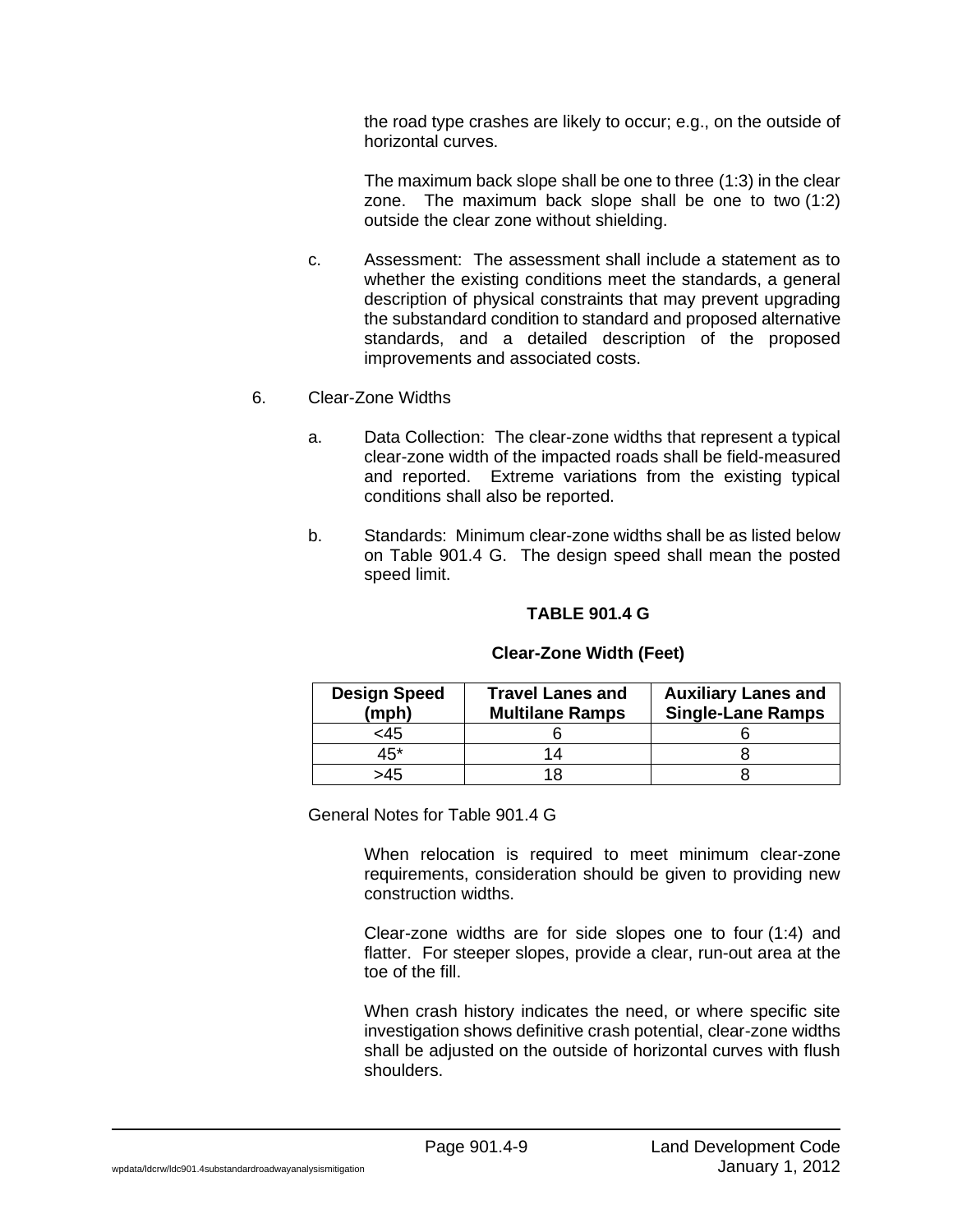the road type crashes are likely to occur; e.g., on the outside of horizontal curves.

The maximum back slope shall be one to three (1:3) in the clear zone. The maximum back slope shall be one to two (1:2) outside the clear zone without shielding.

c. Assessment: The assessment shall include a statement as to whether the existing conditions meet the standards, a general description of physical constraints that may prevent upgrading the substandard condition to standard and proposed alternative standards, and a detailed description of the proposed improvements and associated costs.

6. Clear-Zone Widths

a. Data Collection: The clear-zone widths that represent a typical clear-zone width of the impacted roads shall be field-measured and reported. Extreme variations from the existing typical conditions shall also be reported.

b. Standards: Minimum clear-zone widths shall be as listed below on Table 901.4 G. The design speed shall mean the posted speed limit.

**TABLE 901.4 G**

**Clear-Zone Width (Feet)**

| Design Speed (mph) | Travel Lanes and Multilane Ramps | Auxiliary Lanes and Single-Lane Ramps |
|---|---|---|
| <45 | 6 | 6 |
| 45* | 14 | 8 |
| >45 | 18 | 8 |

General Notes for Table 901.4 G

When relocation is required to meet minimum clear-zone requirements, consideration should be given to providing new construction widths.

Clear-zone widths are for side slopes one to four (1:4) and flatter. For steeper slopes, provide a clear, run-out area at the toe of the fill.

When crash history indicates the need, or where specific site investigation shows definitive crash potential, clear-zone widths shall be adjusted on the outside of horizontal curves with flush shoulders.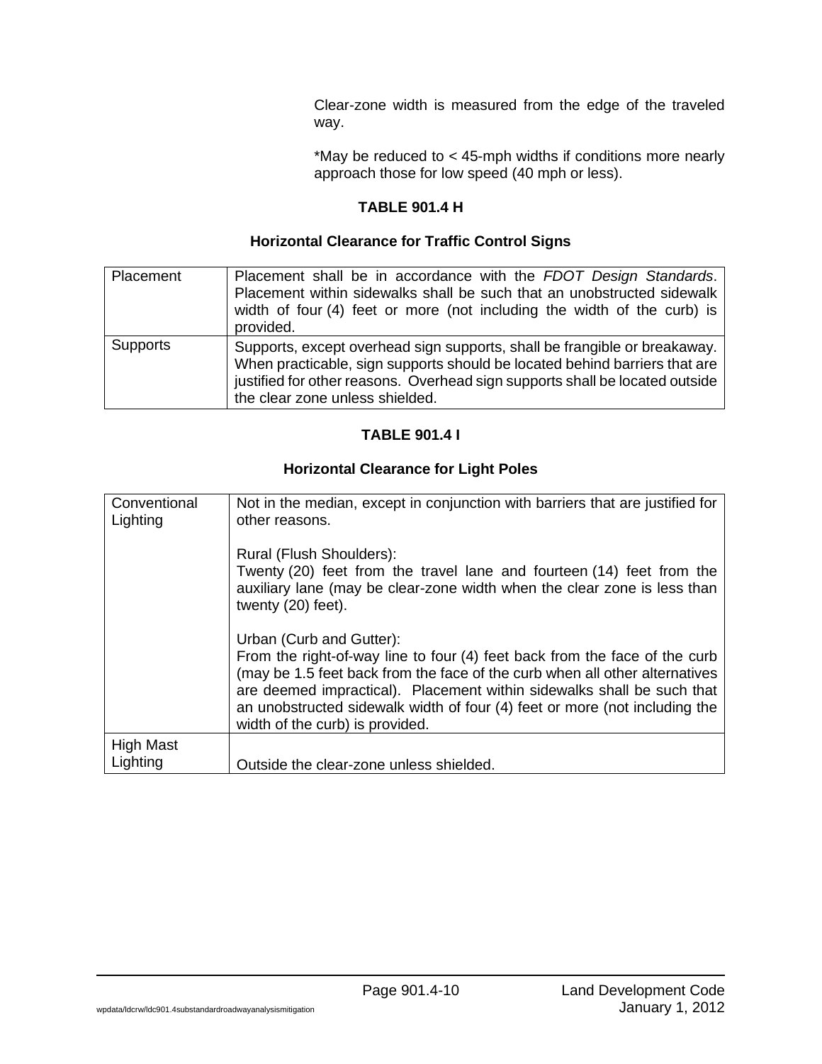Clear-zone width is measured from the edge of the traveled way.

*May be reduced to < 45-mph widths if conditions more nearly approach those for low speed (40 mph or less).

**TABLE 901.4 H**

**Horizontal Clearance for Traffic Control Signs**

| | |
|---|---|
| Placement | Placement shall be in accordance with the *FDOT Design Standards*. Placement within sidewalks shall be such that an unobstructed sidewalk width of four (4) feet or more (not including the width of the curb) is provided. |
| Supports | Supports, except overhead sign supports, shall be frangible or breakaway. When practicable, sign supports should be located behind barriers that are justified for other reasons. Overhead sign supports shall be located outside the clear zone unless shielded. |

**TABLE 901.4 I**

**Horizontal Clearance for Light Poles**

| | |
|---|---|
| Conventional Lighting | Not in the median, except in conjunction with barriers that are justified for other reasons.<br><br>Rural (Flush Shoulders):<br>Twenty (20) feet from the travel lane and fourteen (14) feet from the auxiliary lane (may be clear-zone width when the clear zone is less than twenty (20) feet).<br><br>Urban (Curb and Gutter):<br>From the right-of-way line to four (4) feet back from the face of the curb (may be 1.5 feet back from the face of the curb when all other alternatives are deemed impractical). Placement within sidewalks shall be such that an unobstructed sidewalk width of four (4) feet or more (not including the width of the curb) is provided. |
| High Mast Lighting | Outside the clear-zone unless shielded. |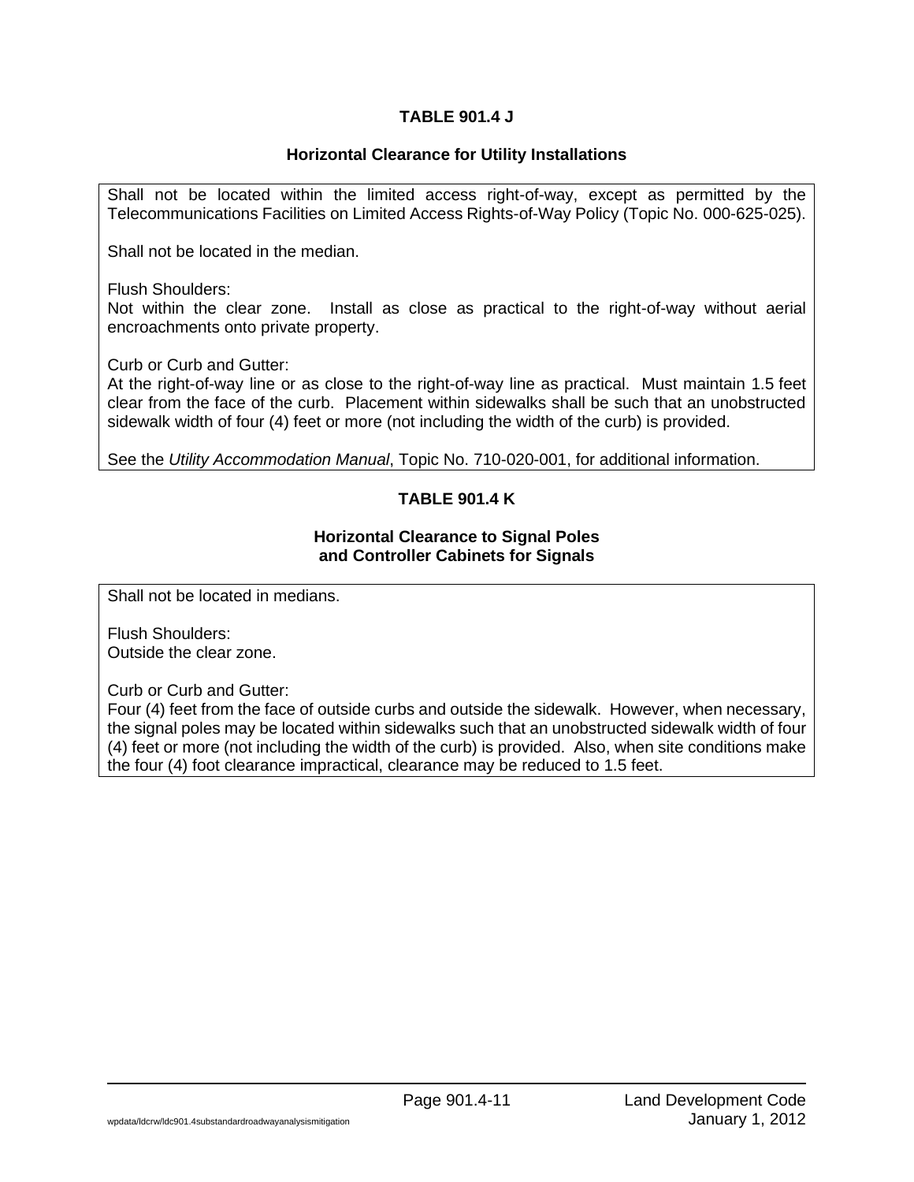**TABLE 901.4 J**

**Horizontal Clearance for Utility Installations**

Shall not be located within the limited access right-of-way, except as permitted by the Telecommunications Facilities on Limited Access Rights-of-Way Policy (Topic No. 000-625-025).

Shall not be located in the median.

Flush Shoulders:
Not within the clear zone. Install as close as practical to the right-of-way without aerial encroachments onto private property.

Curb or Curb and Gutter:
At the right-of-way line or as close to the right-of-way line as practical. Must maintain 1.5 feet clear from the face of the curb. Placement within sidewalks shall be such that an unobstructed sidewalk width of four (4) feet or more (not including the width of the curb) is provided.

See the *Utility Accommodation Manual*, Topic No. 710-020-001, for additional information.

**TABLE 901.4 K**

**Horizontal Clearance to Signal Poles and Controller Cabinets for Signals**

Shall not be located in medians.

Flush Shoulders:
Outside the clear zone.

Curb or Curb and Gutter:
Four (4) feet from the face of outside curbs and outside the sidewalk. However, when necessary, the signal poles may be located within sidewalks such that an unobstructed sidewalk width of four (4) feet or more (not including the width of the curb) is provided. Also, when site conditions make the four (4) foot clearance impractical, clearance may be reduced to 1.5 feet.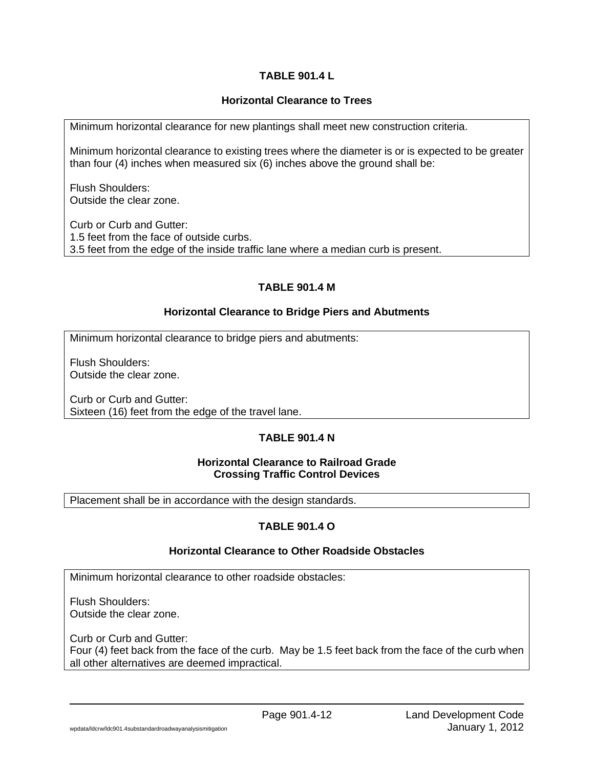## TABLE 901.4 L

### Horizontal Clearance to Trees

Minimum horizontal clearance for new plantings shall meet new construction criteria.

Minimum horizontal clearance to existing trees where the diameter is or is expected to be greater than four (4) inches when measured six (6) inches above the ground shall be:

Flush Shoulders:
Outside the clear zone.

Curb or Curb and Gutter:
1.5 feet from the face of outside curbs.
3.5 feet from the edge of the inside traffic lane where a median curb is present.

## TABLE 901.4 M

### Horizontal Clearance to Bridge Piers and Abutments

Minimum horizontal clearance to bridge piers and abutments:

Flush Shoulders:
Outside the clear zone.

Curb or Curb and Gutter:
Sixteen (16) feet from the edge of the travel lane.

## TABLE 901.4 N

### Horizontal Clearance to Railroad Grade Crossing Traffic Control Devices

Placement shall be in accordance with the design standards.

## TABLE 901.4 O

### Horizontal Clearance to Other Roadside Obstacles

Minimum horizontal clearance to other roadside obstacles:

Flush Shoulders:
Outside the clear zone.

Curb or Curb and Gutter:
Four (4) feet back from the face of the curb. May be 1.5 feet back from the face of the curb when all other alternatives are deemed impractical.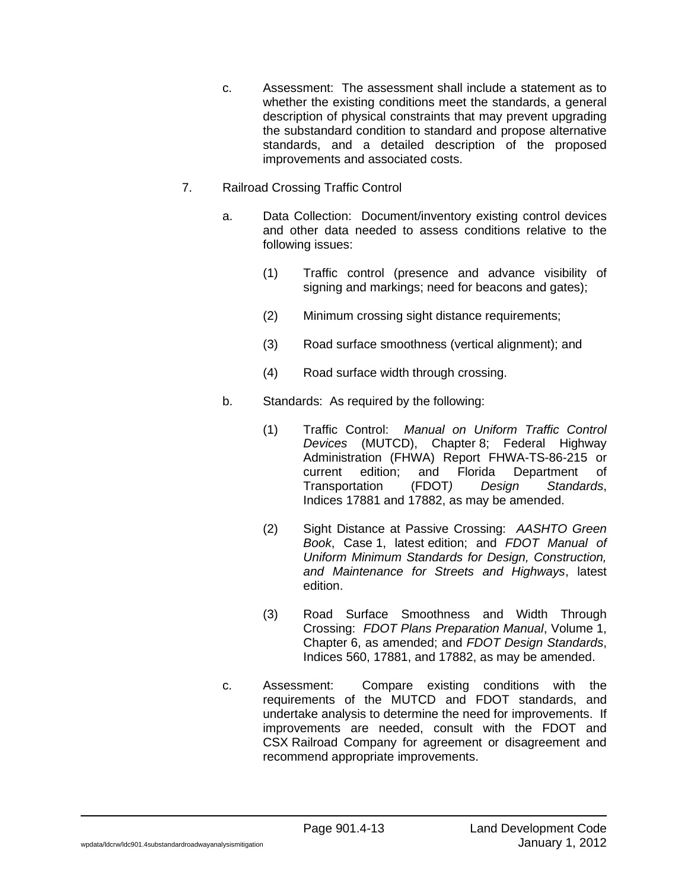c. Assessment: The assessment shall include a statement as to whether the existing conditions meet the standards, a general description of physical constraints that may prevent upgrading the substandard condition to standard and propose alternative standards, and a detailed description of the proposed improvements and associated costs.

7. Railroad Crossing Traffic Control

   a. Data Collection: Document/inventory existing control devices and other data needed to assess conditions relative to the following issues:

      (1) Traffic control (presence and advance visibility of signing and markings; need for beacons and gates);

      (2) Minimum crossing sight distance requirements;

      (3) Road surface smoothness (vertical alignment); and

      (4) Road surface width through crossing.

   b. Standards: As required by the following:

      (1) Traffic Control: *Manual on Uniform Traffic Control Devices* (MUTCD), Chapter 8; Federal Highway Administration (FHWA) Report FHWA-TS-86-215 or current edition; and Florida Department of Transportation (FDOT*) Design Standards*, Indices 17881 and 17882, as may be amended.

      (2) Sight Distance at Passive Crossing: *AASHTO Green Book*, Case 1, latest edition; and *FDOT Manual of Uniform Minimum Standards for Design, Construction, and Maintenance for Streets and Highways*, latest edition.

      (3) Road Surface Smoothness and Width Through Crossing: *FDOT Plans Preparation Manual*, Volume 1, Chapter 6, as amended; and *FDOT Design Standards*, Indices 560, 17881, and 17882, as may be amended.

   c. Assessment: Compare existing conditions with the requirements of the MUTCD and FDOT standards, and undertake analysis to determine the need for improvements. If improvements are needed, consult with the FDOT and CSX Railroad Company for agreement or disagreement and recommend appropriate improvements.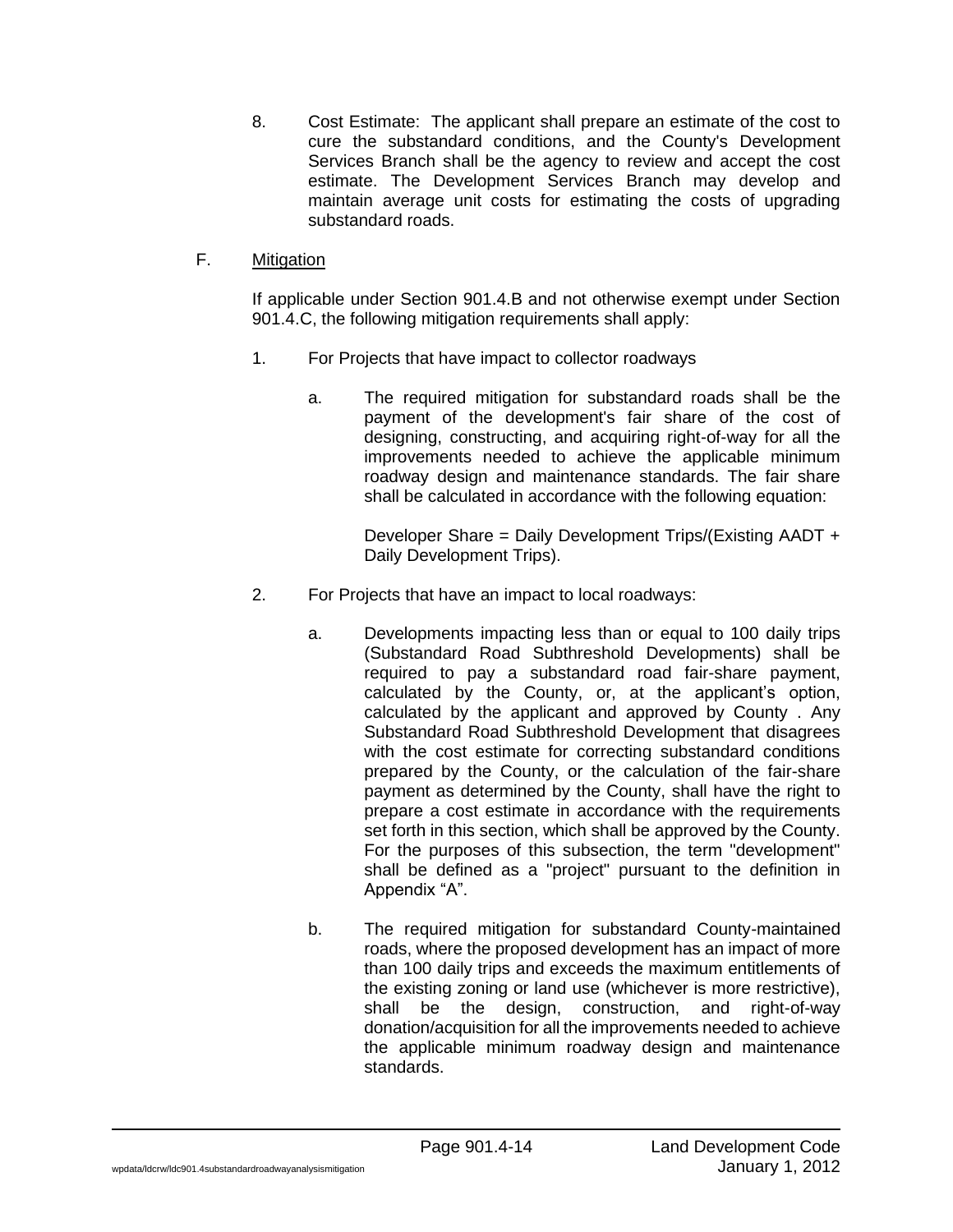8. Cost Estimate: The applicant shall prepare an estimate of the cost to cure the substandard conditions, and the County's Development Services Branch shall be the agency to review and accept the cost estimate. The Development Services Branch may develop and maintain average unit costs for estimating the costs of upgrading substandard roads.

F. Mitigation

If applicable under Section 901.4.B and not otherwise exempt under Section 901.4.C, the following mitigation requirements shall apply:

1. For Projects that have impact to collector roadways

   a. The required mitigation for substandard roads shall be the payment of the development's fair share of the cost of designing, constructing, and acquiring right-of-way for all the improvements needed to achieve the applicable minimum roadway design and maintenance standards. The fair share shall be calculated in accordance with the following equation:

      Developer Share = Daily Development Trips/(Existing AADT + Daily Development Trips).

2. For Projects that have an impact to local roadways:

   a. Developments impacting less than or equal to 100 daily trips (Substandard Road Subthreshold Developments) shall be required to pay a substandard road fair-share payment, calculated by the County, or, at the applicant's option, calculated by the applicant and approved by County . Any Substandard Road Subthreshold Development that disagrees with the cost estimate for correcting substandard conditions prepared by the County, or the calculation of the fair-share payment as determined by the County, shall have the right to prepare a cost estimate in accordance with the requirements set forth in this section, which shall be approved by the County. For the purposes of this subsection, the term "development" shall be defined as a "project" pursuant to the definition in Appendix "A".

   b. The required mitigation for substandard County-maintained roads, where the proposed development has an impact of more than 100 daily trips and exceeds the maximum entitlements of the existing zoning or land use (whichever is more restrictive), shall be the design, construction, and right-of-way donation/acquisition for all the improvements needed to achieve the applicable minimum roadway design and maintenance standards.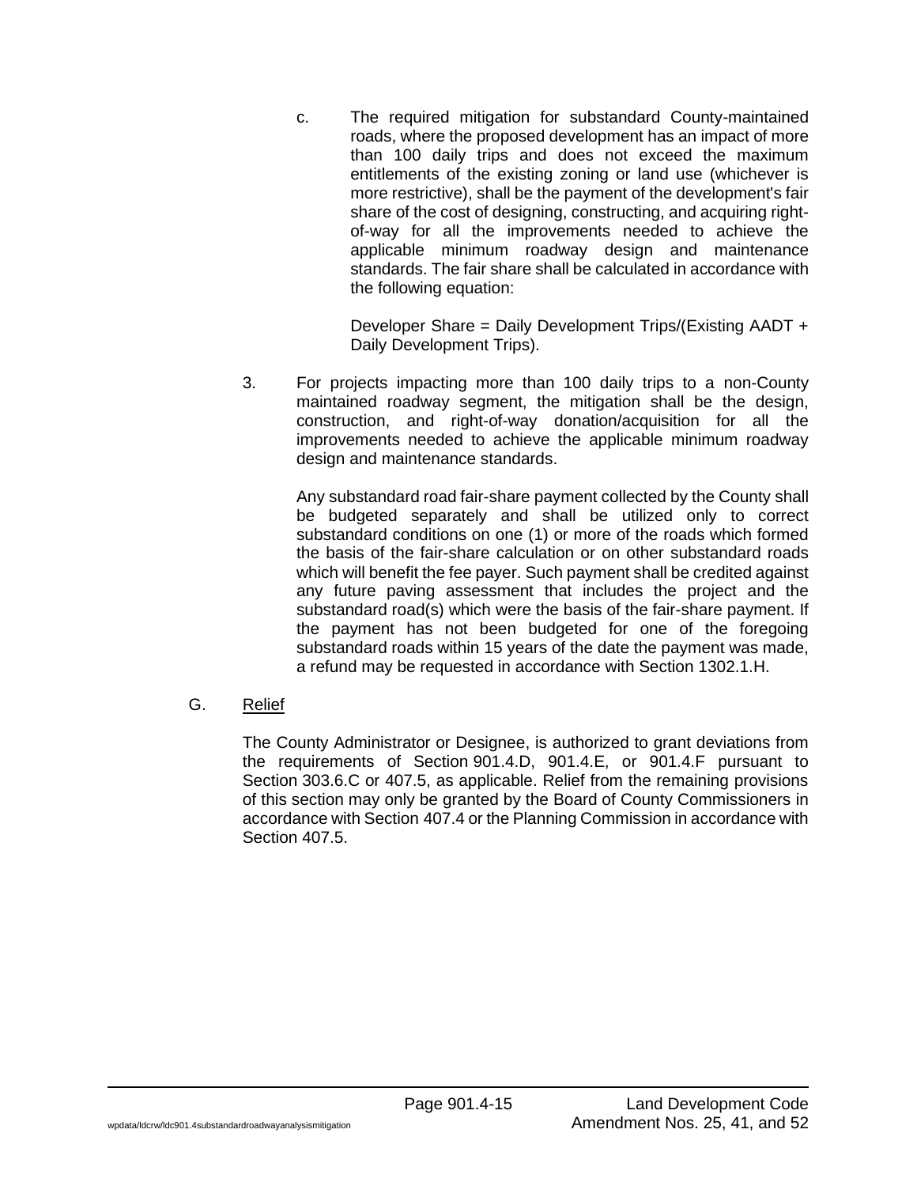c. The required mitigation for substandard County-maintained roads, where the proposed development has an impact of more than 100 daily trips and does not exceed the maximum entitlements of the existing zoning or land use (whichever is more restrictive), shall be the payment of the development's fair share of the cost of designing, constructing, and acquiring right-of-way for all the improvements needed to achieve the applicable minimum roadway design and maintenance standards. The fair share shall be calculated in accordance with the following equation:

   Developer Share = Daily Development Trips/(Existing AADT + Daily Development Trips).

3. For projects impacting more than 100 daily trips to a non-County maintained roadway segment, the mitigation shall be the design, construction, and right-of-way donation/acquisition for all the improvements needed to achieve the applicable minimum roadway design and maintenance standards.

   Any substandard road fair-share payment collected by the County shall be budgeted separately and shall be utilized only to correct substandard conditions on one (1) or more of the roads which formed the basis of the fair-share calculation or on other substandard roads which will benefit the fee payer. Such payment shall be credited against any future paving assessment that includes the project and the substandard road(s) which were the basis of the fair-share payment. If the payment has not been budgeted for one of the foregoing substandard roads within 15 years of the date the payment was made, a refund may be requested in accordance with Section 1302.1.H.

G. <u>Relief</u>

The County Administrator or Designee, is authorized to grant deviations from the requirements of Section 901.4.D, 901.4.E, or 901.4.F pursuant to Section 303.6.C or 407.5, as applicable. Relief from the remaining provisions of this section may only be granted by the Board of County Commissioners in accordance with Section 407.4 or the Planning Commission in accordance with Section 407.5.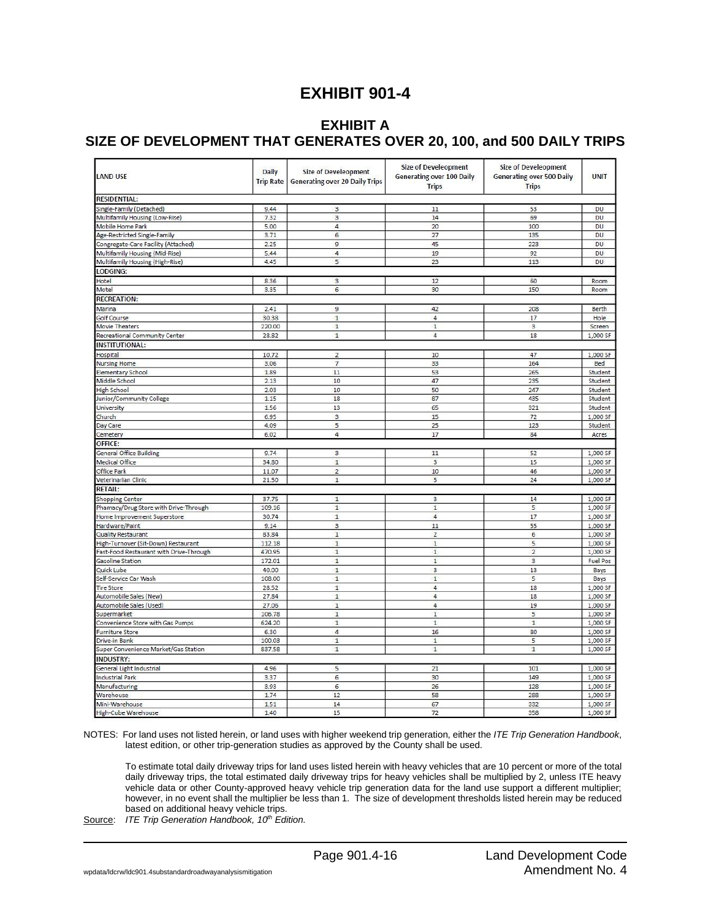# EXHIBIT 901-4

## EXHIBIT A
## SIZE OF DEVELOPMENT THAT GENERATES OVER 20, 100, and 500 DAILY TRIPS

| LAND USE | Daily Trip Rate | Size of Develeopment Generating over 20 Daily Trips | Size of Develeopment Generating over 100 Daily Trips | Size of Develeopment Generating over 500 Daily Trips | UNIT |
|---|---|---|---|---|---|
| **RESIDENTIAL:** | | | | | |
| Single-Family (Detached) | 9.44 | 3 | 11 | 53 | DU |
| Multifamily Housing (Low-Rise) | 7.32 | 3 | 14 | 69 | DU |
| Mobile Home Park | 5.00 | 4 | 20 | 100 | DU |
| Age-Restricted Single-Family | 3.71 | 6 | 27 | 135 | DU |
| Congregate-Care Facility (Attached) | 2.25 | 9 | 45 | 223 | DU |
| Multifamily Housing (Mid-Rise) | 5.44 | 4 | 19 | 92 | DU |
| Multifamily Housing (High-Rise) | 4.45 | 5 | 23 | 113 | DU |
| **LODGING:** | | | | | |
| Hotel | 8.36 | 3 | 12 | 60 | Room |
| Motel | 3.35 | 6 | 30 | 150 | Room |
| **RECREATION:** | | | | | |
| Marina | 2.41 | 9 | 42 | 208 | Berth |
| Golf Course | 30.38 | 1 | 4 | 17 | Hole |
| Movie Theaters | 220.00 | 1 | 1 | 3 | Screen |
| Recreational Community Center | 28.82 | 1 | 4 | 18 | 1,000 SF |
| **INSTITUTIONAL:** | | | | | |
| Hospital | 10.72 | 2 | 10 | 47 | 1,000 SF |
| Nursing Home | 3.06 | 7 | 33 | 164 | Bed |
| Elementary School | 1.89 | 11 | 53 | 265 | Student |
| Middle School | 2.13 | 10 | 47 | 235 | Student |
| High School | 2.03 | 10 | 50 | 247 | Student |
| Junior/Community College | 1.15 | 18 | 87 | 435 | Student |
| University | 1.56 | 13 | 65 | 321 | Student |
| Church | 6.95 | 3 | 15 | 72 | 1,000 SF |
| Day Care | 4.09 | 5 | 25 | 123 | Student |
| Cemetery | 6.02 | 4 | 17 | 84 | Acres |
| **OFFICE:** | | | | | |
| General Office Building | 9.74 | 3 | 11 | 52 | 1,000 SF |
| Medical Office | 34.80 | 1 | 3 | 15 | 1,000 SF |
| Office Park | 11.07 | 2 | 10 | 46 | 1,000 SF |
| Veterinarian Clinic | 21.50 | 1 | 5 | 24 | 1,000 SF |
| **RETAIL:** | | | | | |
| Shopping Center | 37.75 | 1 | 3 | 14 | 1,000 SF |
| Phamacy/Drug Store with Drive-Through | 109.16 | 1 | 1 | 5 | 1,000 SF |
| Home Improvement Superstore | 30.74 | 1 | 4 | 17 | 1,000 SF |
| Hardware/Paint | 9.14 | 3 | 11 | 55 | 1,000 SF |
| Quality Restaurant | 83.84 | 1 | 2 | 6 | 1,000 SF |
| High-Turnover (Sit-Down) Restaurant | 112.18 | 1 | 1 | 5 | 1,000 SF |
| Fast-Food Restaurant with Drive-Through | 470.95 | 1 | 1 | 2 | 1,000 SF |
| Gasoline Station | 172.01 | 1 | 1 | 3 | Fuel Pos |
| Quick Lube | 40.00 | 1 | 3 | 13 | Bays |
| Self-Service Car Wash | 108.00 | 1 | 1 | 5 | Bays |
| Tire Store | 28.52 | 1 | 4 | 18 | 1,000 SF |
| Automobile Sales (New) | 27.84 | 1 | 4 | 18 | 1,000 SF |
| Automobile Sales (Used) | 27.06 | 1 | 4 | 19 | 1,000 SF |
| Supermarket | 106.78 | 1 | 1 | 5 | 1,000 SF |
| Convenience Store with Gas Pumps | 624.20 | 1 | 1 | 1 | 1,000 SF |
| Furniture Store | 6.30 | 4 | 16 | 80 | 1,000 SF |
| Drive-in Bank | 100.03 | 1 | 1 | 5 | 1,000 SF |
| Super Convenience Market/Gas Station | 837.58 | 1 | 1 | 1 | 1,000 SF |
| **INDUSTRY:** | | | | | |
| General Light Industrial | 4.96 | 5 | 21 | 101 | 1,000 SF |
| Industrial Park | 3.37 | 6 | 30 | 149 | 1,000 SF |
| Manufacturing | 3.93 | 6 | 26 | 128 | 1,000 SF |
| Warehouse | 1.74 | 12 | 58 | 288 | 1,000 SF |
| Mini-Warehouse | 1.51 | 14 | 67 | 332 | 1,000 SF |
| High-Cube Warehouse | 1.40 | 15 | 72 | 358 | 1,000 SF |

NOTES: For land uses not listed herein, or land uses with higher weekend trip generation, either the *ITE Trip Generation Handbook*, latest edition, or other trip-generation studies as approved by the County shall be used.

To estimate total daily driveway trips for land uses listed herein with heavy vehicles that are 10 percent or more of the total daily driveway trips, the total estimated daily driveway trips for heavy vehicles shall be multiplied by 2, unless ITE heavy vehicle data or other County-approved heavy vehicle trip generation data for the land use support a different multiplier; however, in no event shall the multiplier be less than 1. The size of development thresholds listed herein may be reduced based on additional heavy vehicle trips.

Source: *ITE Trip Generation Handbook, 10th Edition.*